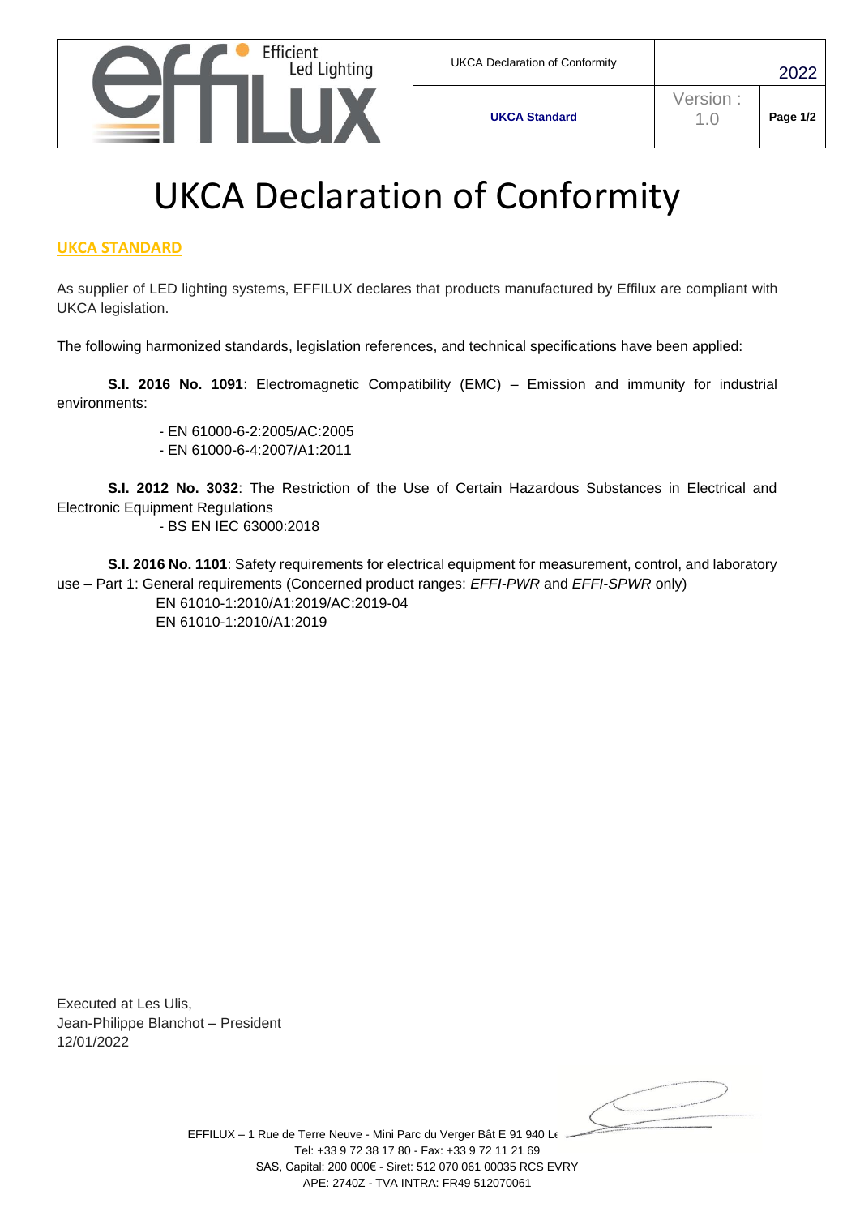# UKCA Declaration of Conformity

## UKCA STANDARD

As supplier of LED lighting systems, EFFILUX declares that products manufactured by Effilux are compliant with UKCA legislation.

The following harmonized standards, legislation references, and technical specifications have been applied:

**S.I. 2016 No. 1091**: Electromagnetic Compatibility (EMC) – Emission and immunity for industrial environments:

- EN 61000-6-2:2005/AC:2005
- EN 61000-6-4:2007/A1:2011

**S.I. 2012 No. 3032**: The Restriction of the Use of Certain Hazardous Substances in Electrical and Electronic Equipment Regulations

- BS EN IEC 63000:2018

**S.I. 2016 No. 1101**: Safety requirements for electrical equipment for measurement, control, and laboratory use – Part 1: General requirements (Concerned product ranges: *EFFI-PWR* and *EFFI-SPWR* only)

EN 61010-1:2010/A1:2019/AC:2019-04
EN 61010-1:2010/A1:2019

Executed at Les Ulis,
Jean-Philippe Blanchot – President
12/01/2022

EFFILUX – 1 Rue de Terre Neuve - Mini Parc du Verger Bât E 91 940 Le
Tel: +33 9 72 38 17 80 - Fax: +33 9 72 11 21 69
SAS, Capital: 200 000€ - Siret: 512 070 061 00035 RCS EVRY
APE: 2740Z - TVA INTRA: FR49 512070061